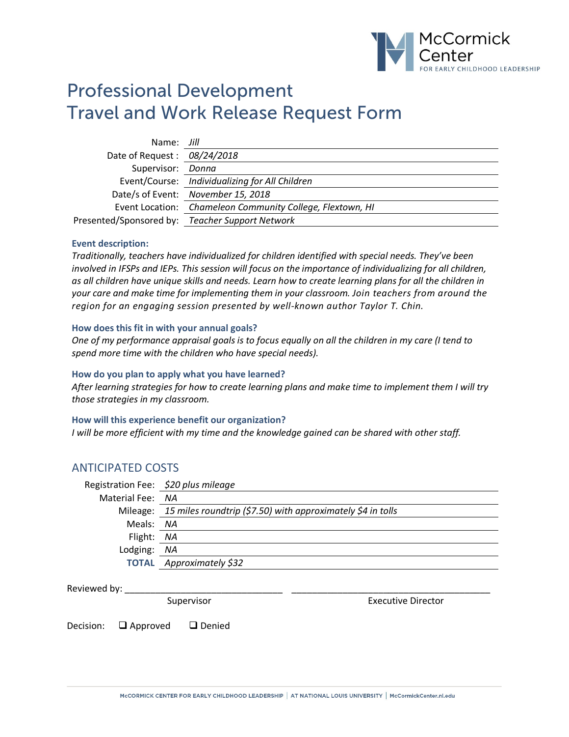McCormick Center FOR EARLY CHILDHOOD LEADERSHIP

# Professional Development
# Travel and Work Release Request Form

Name: *Jill*
Date of Request : *08/24/2018*
Supervisor: *Donna*
Event/Course: *Individualizing for All Children*
Date/s of Event: *November 15, 2018*
Event Location: *Chameleon Community College, Flextown, HI*
Presented/Sponsored by: *Teacher Support Network*

**Event description:**
*Traditionally, teachers have individualized for children identified with special needs. They've been involved in IFSPs and IEPs. This session will focus on the importance of individualizing for all children, as all children have unique skills and needs. Learn how to create learning plans for all the children in your care and make time for implementing them in your classroom. Join teachers from around the region for an engaging session presented by well-known author Taylor T. Chin.*

**How does this fit in with your annual goals?**
*One of my performance appraisal goals is to focus equally on all the children in my care (I tend to spend more time with the children who have special needs).*

**How do you plan to apply what you have learned?**
*After learning strategies for how to create learning plans and make time to implement them I will try those strategies in my classroom.*

**How will this experience benefit our organization?**
*I will be more efficient with my time and the knowledge gained can be shared with other staff.*

## ANTICIPATED COSTS

Registration Fee: *$20 plus mileage*
Material Fee: *NA*
Mileage: *15 miles roundtrip ($7.50) with approximately $4 in tolls*
Meals: *NA*
Flight: *NA*
Lodging: *NA*
**TOTAL** *Approximately $32*

Reviewed by: ________________________________ ________________________________________
Supervisor Executive Director

Decision: ❑ Approved ❑ Denied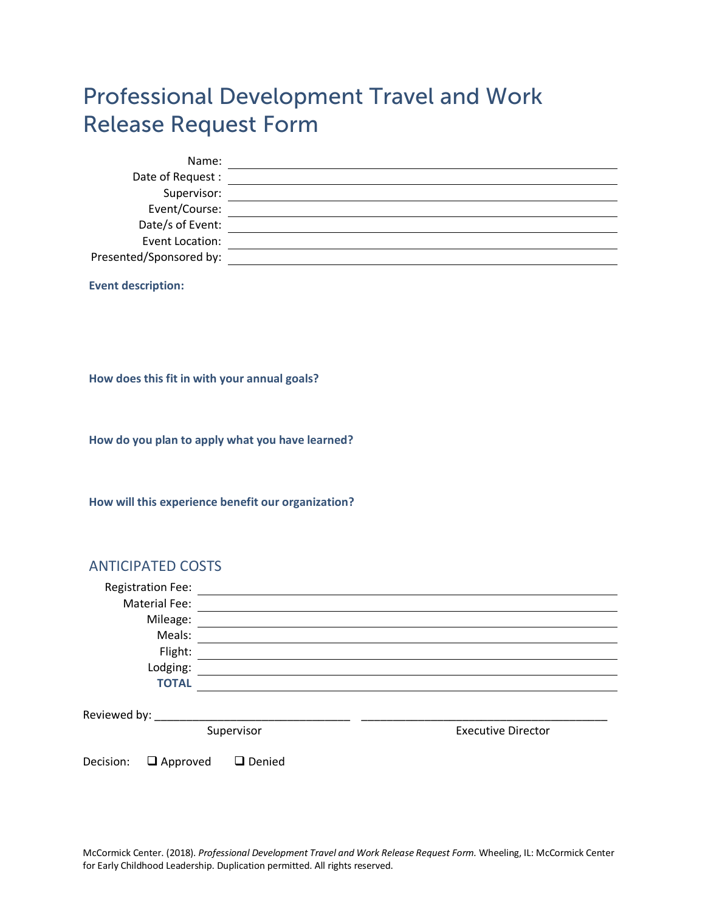# Professional Development Travel and Work Release Request Form

Name: ______________________________

Date of Request : ______________________________

Supervisor: ______________________________

Event/Course: ______________________________

Date/s of Event: ______________________________

Event Location: ______________________________

Presented/Sponsored by: ______________________________

**Event description:**

**How does this fit in with your annual goals?**

**How do you plan to apply what you have learned?**

**How will this experience benefit our organization?**

## ANTICIPATED COSTS

Registration Fee: ______________________________

Material Fee: ______________________________

Mileage: ______________________________

Meals: ______________________________

Flight: ______________________________

Lodging: ______________________________

**TOTAL** ______________________________

Reviewed by: _______________________________ _______________________________________

Supervisor Executive Director

Decision: ❑ Approved ❑ Denied

McCormick Center. (2018). *Professional Development Travel and Work Release Request Form.* Wheeling, IL: McCormick Center for Early Childhood Leadership. Duplication permitted. All rights reserved.